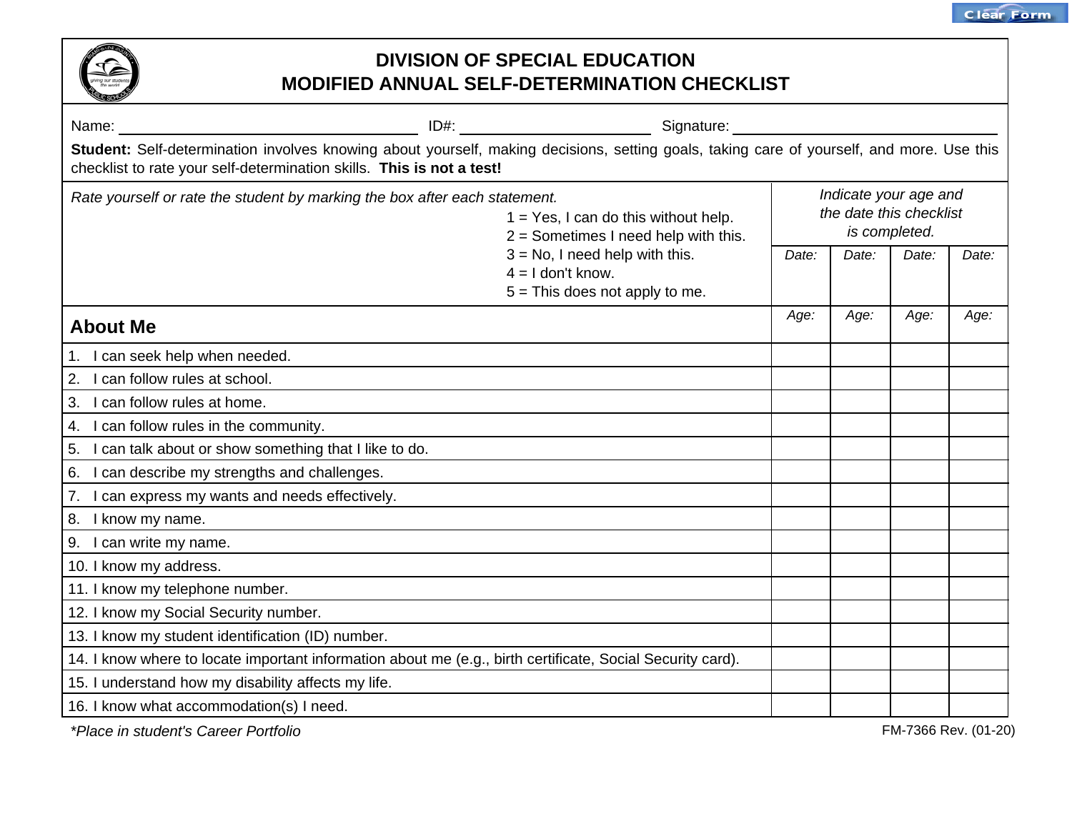# DIVISION OF SPECIAL EDUCATION
# MODIFIED ANNUAL SELF-DETERMINATION CHECKLIST

Name: ______________________ ID#: ______________ Signature: ______________________

**Student:** Self-determination involves knowing about yourself, making decisions, setting goals, taking care of yourself, and more. Use this checklist to rate your self-determination skills. **This is not a test!**

*Rate yourself or rate the student by marking the box after each statement.*

1 = Yes, I can do this without help.
2 = Sometimes I need help with this.
3 = No, I need help with this.
4 = I don't know.
5 = This does not apply to me.

| | *Indicate your age and the date this checklist is completed.* | | | |
|---|---|---|---|---|
| | *Date:* | *Date:* | *Date:* | *Date:* |
| **About Me** | *Age:* | *Age:* | *Age:* | *Age:* |
| 1. I can seek help when needed. | | | | |
| 2. I can follow rules at school. | | | | |
| 3. I can follow rules at home. | | | | |
| 4. I can follow rules in the community. | | | | |
| 5. I can talk about or show something that I like to do. | | | | |
| 6. I can describe my strengths and challenges. | | | | |
| 7. I can express my wants and needs effectively. | | | | |
| 8. I know my name. | | | | |
| 9. I can write my name. | | | | |
| 10. I know my address. | | | | |
| 11. I know my telephone number. | | | | |
| 12. I know my Social Security number. | | | | |
| 13. I know my student identification (ID) number. | | | | |
| 14. I know where to locate important information about me (e.g., birth certificate, Social Security card). | | | | |
| 15. I understand how my disability affects my life. | | | | |
| 16. I know what accommodation(s) I need. | | | | |

*\*Place in student's Career Portfolio*

FM-7366 Rev. (01-20)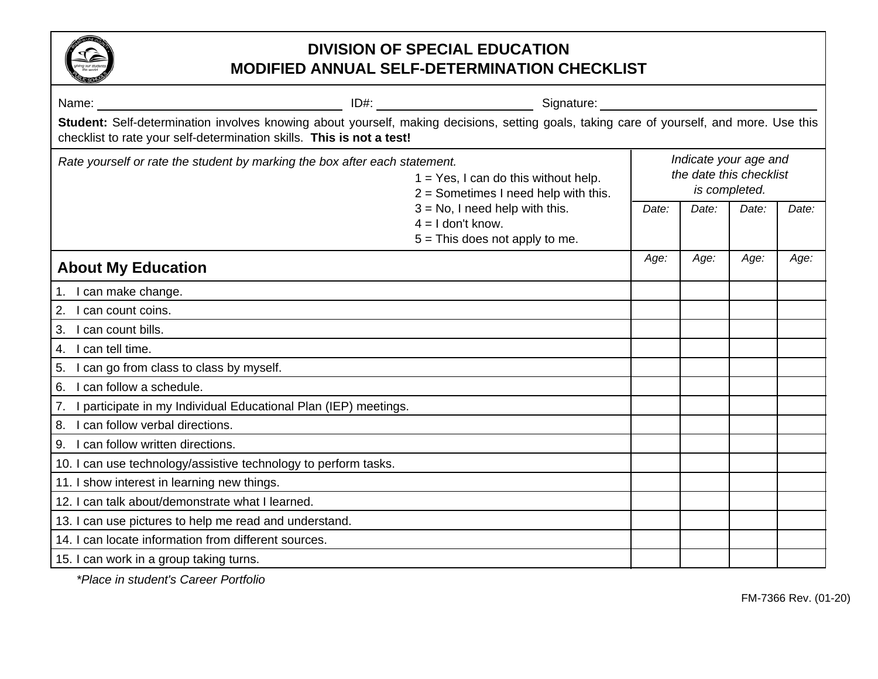# DIVISION OF SPECIAL EDUCATION
# MODIFIED ANNUAL SELF-DETERMINATION CHECKLIST

Name: ______________________ ID#: ______________ Signature: ______________________

**Student:** Self-determination involves knowing about yourself, making decisions, setting goals, taking care of yourself, and more. Use this checklist to rate your self-determination skills. **This is not a test!**

*Rate yourself or rate the student by marking the box after each statement.*

1 = Yes, I can do this without help.
2 = Sometimes I need help with this.
3 = No, I need help with this.
4 = I don't know.
5 = This does not apply to me.

*Indicate your age and the date this checklist is completed.*

| About My Education | *Date:* <br> *Age:* | *Date:* <br> *Age:* | *Date:* <br> *Age:* | *Date:* <br> *Age:* |
|---|---|---|---|---|
| 1. I can make change. | | | | |
| 2. I can count coins. | | | | |
| 3. I can count bills. | | | | |
| 4. I can tell time. | | | | |
| 5. I can go from class to class by myself. | | | | |
| 6. I can follow a schedule. | | | | |
| 7. I participate in my Individual Educational Plan (IEP) meetings. | | | | |
| 8. I can follow verbal directions. | | | | |
| 9. I can follow written directions. | | | | |
| 10. I can use technology/assistive technology to perform tasks. | | | | |
| 11. I show interest in learning new things. | | | | |
| 12. I can talk about/demonstrate what I learned. | | | | |
| 13. I can use pictures to help me read and understand. | | | | |
| 14. I can locate information from different sources. | | | | |
| 15. I can work in a group taking turns. | | | | |

*\*Place in student's Career Portfolio*

FM-7366 Rev. (01-20)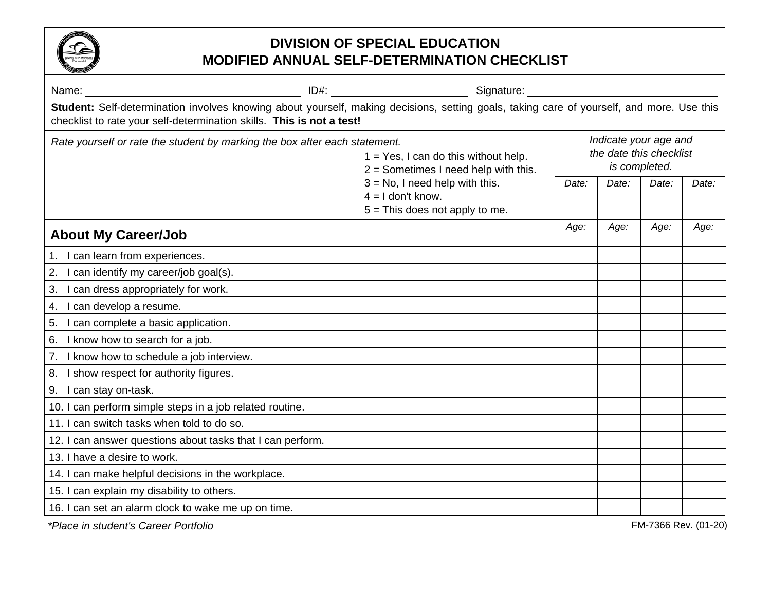# DIVISION OF SPECIAL EDUCATION
# MODIFIED ANNUAL SELF-DETERMINATION CHECKLIST

Name: ____________________ ID#: ____________ Signature: ____________________

**Student:** Self-determination involves knowing about yourself, making decisions, setting goals, taking care of yourself, and more. Use this checklist to rate your self-determination skills. **This is not a test!**

*Rate yourself or rate the student by marking the box after each statement.*

1 = Yes, I can do this without help.
2 = Sometimes I need help with this.
3 = No, I need help with this.
4 = I don't know.
5 = This does not apply to me.

| | *Indicate your age and the date this checklist is completed.* | | | |
|---|---|---|---|---|
| | *Date:* | *Date:* | *Date:* | *Date:* |
| **About My Career/Job** | *Age:* | *Age:* | *Age:* | *Age:* |
| 1. I can learn from experiences. | | | | |
| 2. I can identify my career/job goal(s). | | | | |
| 3. I can dress appropriately for work. | | | | |
| 4. I can develop a resume. | | | | |
| 5. I can complete a basic application. | | | | |
| 6. I know how to search for a job. | | | | |
| 7. I know how to schedule a job interview. | | | | |
| 8. I show respect for authority figures. | | | | |
| 9. I can stay on-task. | | | | |
| 10. I can perform simple steps in a job related routine. | | | | |
| 11. I can switch tasks when told to do so. | | | | |
| 12. I can answer questions about tasks that I can perform. | | | | |
| 13. I have a desire to work. | | | | |
| 14. I can make helpful decisions in the workplace. | | | | |
| 15. I can explain my disability to others. | | | | |
| 16. I can set an alarm clock to wake me up on time. | | | | |

*\*Place in student's Career Portfolio*

FM-7366 Rev. (01-20)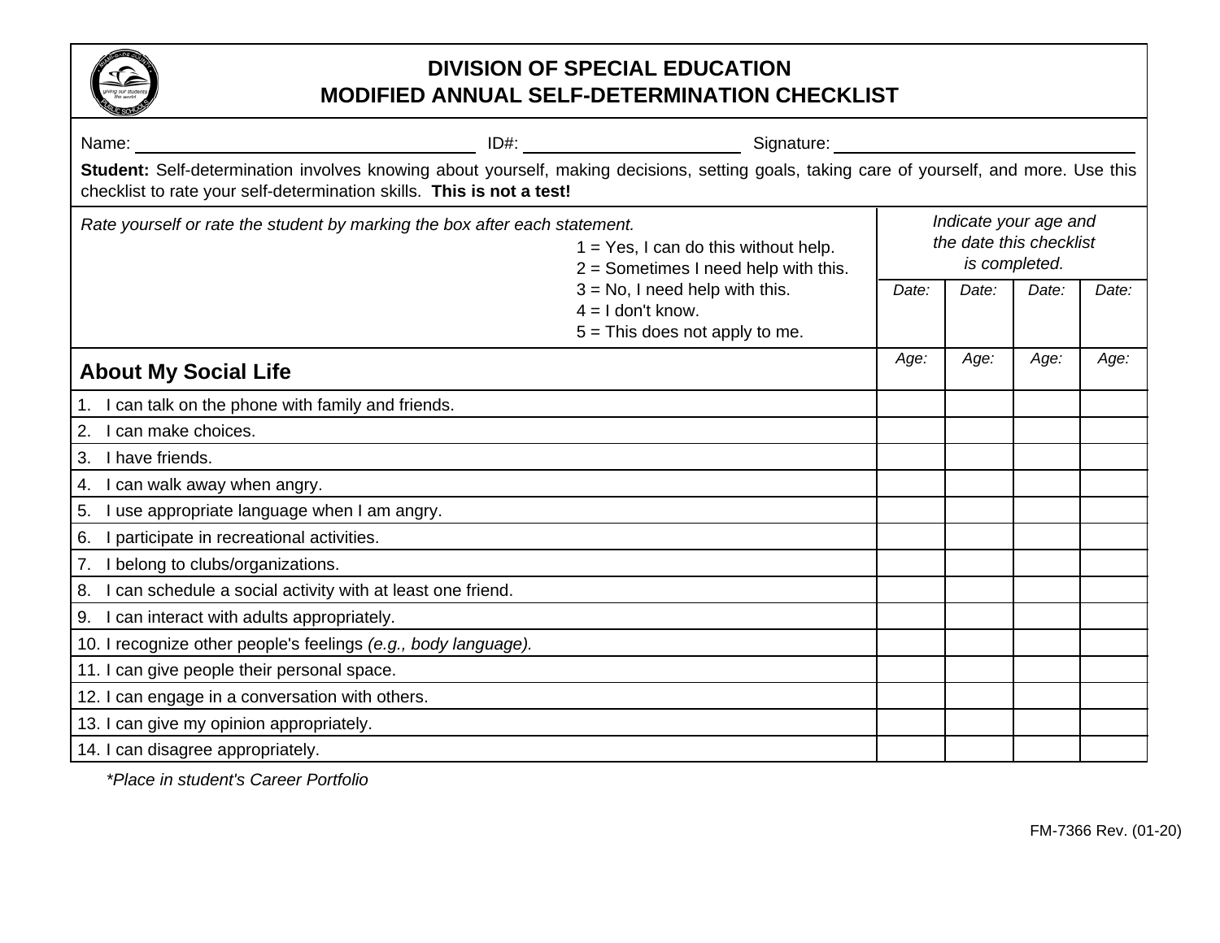# DIVISION OF SPECIAL EDUCATION
# MODIFIED ANNUAL SELF-DETERMINATION CHECKLIST

Name: ____________________ ID#: ____________________ Signature: ____________________

**Student:** Self-determination involves knowing about yourself, making decisions, setting goals, taking care of yourself, and more. Use this checklist to rate your self-determination skills. **This is not a test!**

*Rate yourself or rate the student by marking the box after each statement.*

1 = Yes, I can do this without help.
2 = Sometimes I need help with this.
3 = No, I need help with this.
4 = I don't know.
5 = This does not apply to me.

| | *Indicate your age and the date this checklist is completed.* | | | |
|---|---|---|---|---|
| | *Date:* | *Date:* | *Date:* | *Date:* |
| **About My Social Life** | *Age:* | *Age:* | *Age:* | *Age:* |
| 1. I can talk on the phone with family and friends. | | | | |
| 2. I can make choices. | | | | |
| 3. I have friends. | | | | |
| 4. I can walk away when angry. | | | | |
| 5. I use appropriate language when I am angry. | | | | |
| 6. I participate in recreational activities. | | | | |
| 7. I belong to clubs/organizations. | | | | |
| 8. I can schedule a social activity with at least one friend. | | | | |
| 9. I can interact with adults appropriately. | | | | |
| 10. I recognize other people's feelings *(e.g., body language).* | | | | |
| 11. I can give people their personal space. | | | | |
| 12. I can engage in a conversation with others. | | | | |
| 13. I can give my opinion appropriately. | | | | |
| 14. I can disagree appropriately. | | | | |

*\*Place in student's Career Portfolio*

FM-7366 Rev. (01-20)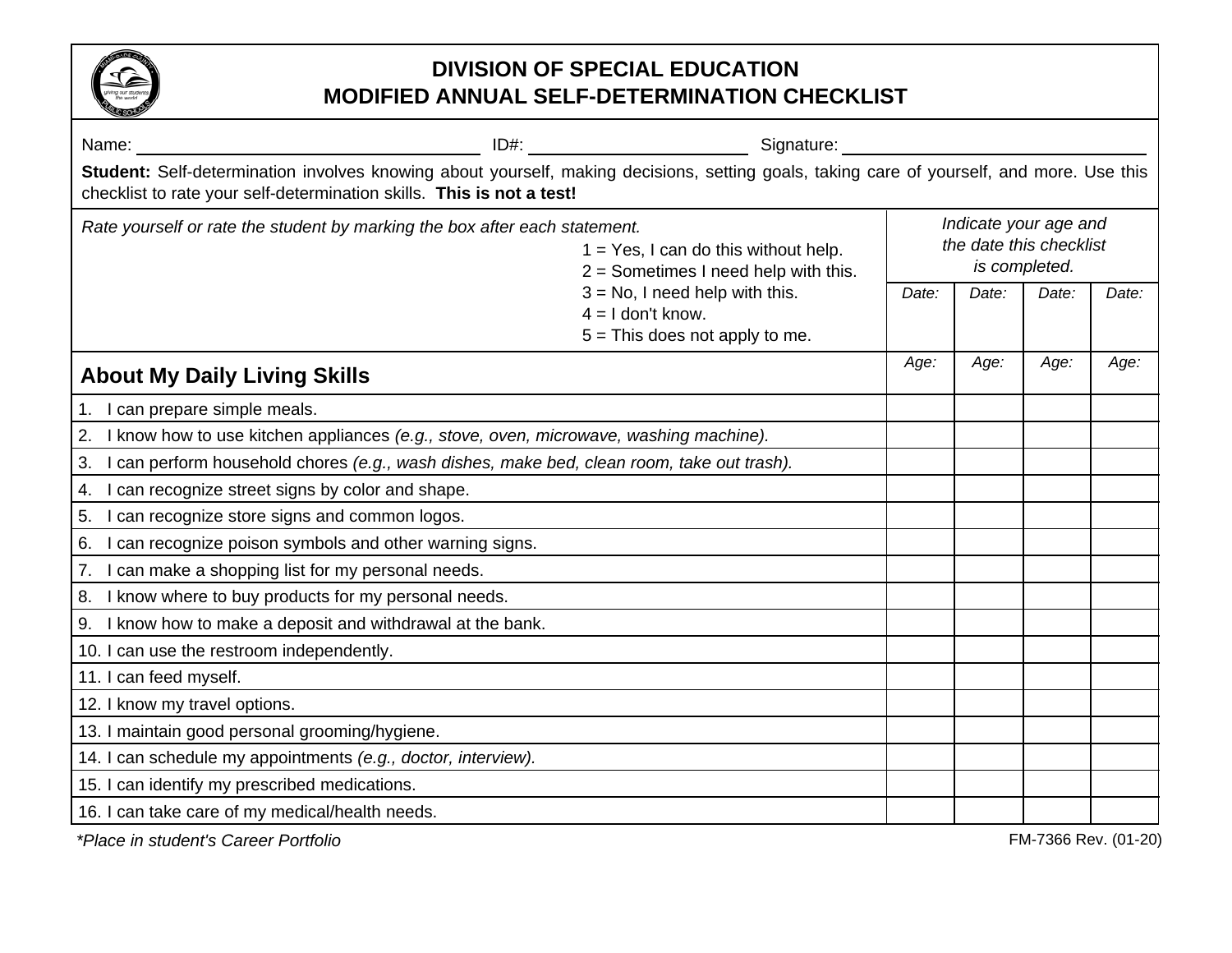# DIVISION OF SPECIAL EDUCATION
# MODIFIED ANNUAL SELF-DETERMINATION CHECKLIST

Name: ______________________ ID#: ______________ Signature: ______________________

**Student:** Self-determination involves knowing about yourself, making decisions, setting goals, taking care of yourself, and more. Use this checklist to rate your self-determination skills. **This is not a test!**

| *Rate yourself or rate the student by marking the box after each statement.* 1 = Yes, I can do this without help. 2 = Sometimes I need help with this. 3 = No, I need help with this. 4 = I don't know. 5 = This does not apply to me. | *Indicate your age and the date this checklist is completed.* | | | |
|---|---|---|---|---|
| | *Date:* | *Date:* | *Date:* | *Date:* |
| **About My Daily Living Skills** | *Age:* | *Age:* | *Age:* | *Age:* |
| 1. I can prepare simple meals. | | | | |
| 2. I know how to use kitchen appliances *(e.g., stove, oven, microwave, washing machine).* | | | | |
| 3. I can perform household chores *(e.g., wash dishes, make bed, clean room, take out trash).* | | | | |
| 4. I can recognize street signs by color and shape. | | | | |
| 5. I can recognize store signs and common logos. | | | | |
| 6. I can recognize poison symbols and other warning signs. | | | | |
| 7. I can make a shopping list for my personal needs. | | | | |
| 8. I know where to buy products for my personal needs. | | | | |
| 9. I know how to make a deposit and withdrawal at the bank. | | | | |
| 10. I can use the restroom independently. | | | | |
| 11. I can feed myself. | | | | |
| 12. I know my travel options. | | | | |
| 13. I maintain good personal grooming/hygiene. | | | | |
| 14. I can schedule my appointments *(e.g., doctor, interview).* | | | | |
| 15. I can identify my prescribed medications. | | | | |
| 16. I can take care of my medical/health needs. | | | | |

*\*Place in student's Career Portfolio*

FM-7366 Rev. (01-20)